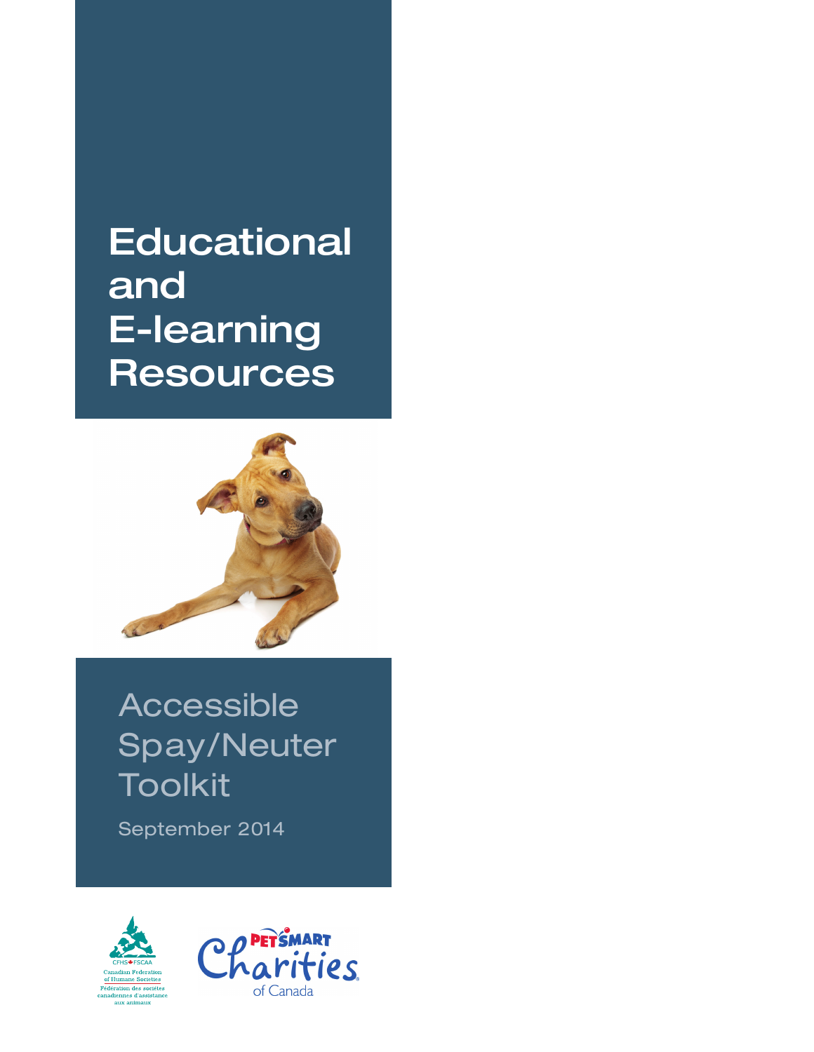# Educational and E-learning Resources

## Accessible Spay/Neuter Toolkit

September 2014

CFHS FSCAA
Canadian Federation of Humane Societies
Fédération des sociétés canadiennes d'assistance aux animaux

PetSmart Charities of Canada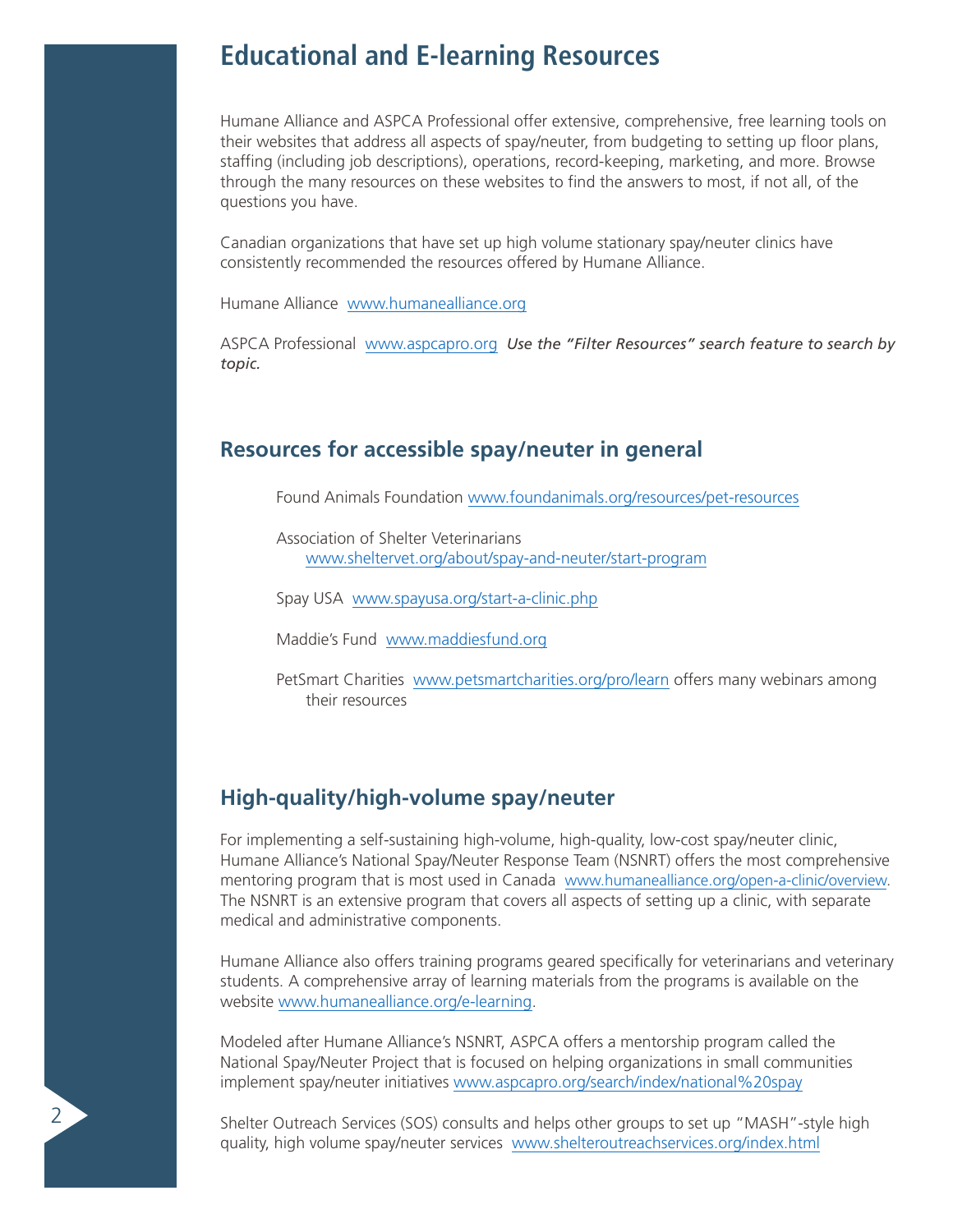# Educational and E-learning Resources

Humane Alliance and ASPCA Professional offer extensive, comprehensive, free learning tools on their websites that address all aspects of spay/neuter, from budgeting to setting up floor plans, staffing (including job descriptions), operations, record-keeping, marketing, and more. Browse through the many resources on these websites to find the answers to most, if not all, of the questions you have.

Canadian organizations that have set up high volume stationary spay/neuter clinics have consistently recommended the resources offered by Humane Alliance.

Humane Alliance www.humanealliance.org

ASPCA Professional www.aspcapro.org ***Use the "Filter Resources" search feature to search by topic.***

## Resources for accessible spay/neuter in general

Found Animals Foundation www.foundanimals.org/resources/pet-resources

Association of Shelter Veterinarians www.sheltervet.org/about/spay-and-neuter/start-program

Spay USA www.spayusa.org/start-a-clinic.php

Maddie's Fund www.maddiesfund.org

PetSmart Charities www.petsmartcharities.org/pro/learn offers many webinars among their resources

## High-quality/high-volume spay/neuter

For implementing a self-sustaining high-volume, high-quality, low-cost spay/neuter clinic, Humane Alliance's National Spay/Neuter Response Team (NSNRT) offers the most comprehensive mentoring program that is most used in Canada www.humanealliance.org/open-a-clinic/overview. The NSNRT is an extensive program that covers all aspects of setting up a clinic, with separate medical and administrative components.

Humane Alliance also offers training programs geared specifically for veterinarians and veterinary students. A comprehensive array of learning materials from the programs is available on the website www.humanealliance.org/e-learning.

Modeled after Humane Alliance's NSNRT, ASPCA offers a mentorship program called the National Spay/Neuter Project that is focused on helping organizations in small communities implement spay/neuter initiatives www.aspcapro.org/search/index/national%20spay

Shelter Outreach Services (SOS) consults and helps other groups to set up "MASH"-style high quality, high volume spay/neuter services www.shelteroutreachservices.org/index.html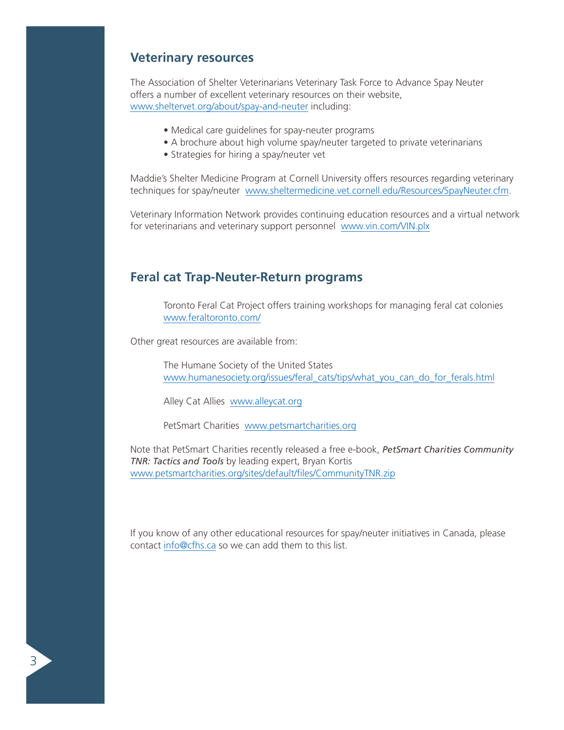## Veterinary resources

The Association of Shelter Veterinarians Veterinary Task Force to Advance Spay Neuter offers a number of excellent veterinary resources on their website, www.sheltervet.org/about/spay-and-neuter including:

- Medical care guidelines for spay-neuter programs
- A brochure about high volume spay/neuter targeted to private veterinarians
- Strategies for hiring a spay/neuter vet

Maddie's Shelter Medicine Program at Cornell University offers resources regarding veterinary techniques for spay/neuter www.sheltermedicine.vet.cornell.edu/Resources/SpayNeuter.cfm.

Veterinary Information Network provides continuing education resources and a virtual network for veterinarians and veterinary support personnel www.vin.com/VIN.plx

## Feral cat Trap-Neuter-Return programs

Toronto Feral Cat Project offers training workshops for managing feral cat colonies www.feraltoronto.com/

Other great resources are available from:

The Humane Society of the United States
www.humanesociety.org/issues/feral_cats/tips/what_you_can_do_for_ferals.html

Alley Cat Allies www.alleycat.org

PetSmart Charities www.petsmartcharities.org

Note that PetSmart Charities recently released a free e-book, ***PetSmart Charities Community TNR: Tactics and Tools*** by leading expert, Bryan Kortis
www.petsmartcharities.org/sites/default/files/CommunityTNR.zip

If you know of any other educational resources for spay/neuter initiatives in Canada, please contact info@cfhs.ca so we can add them to this list.